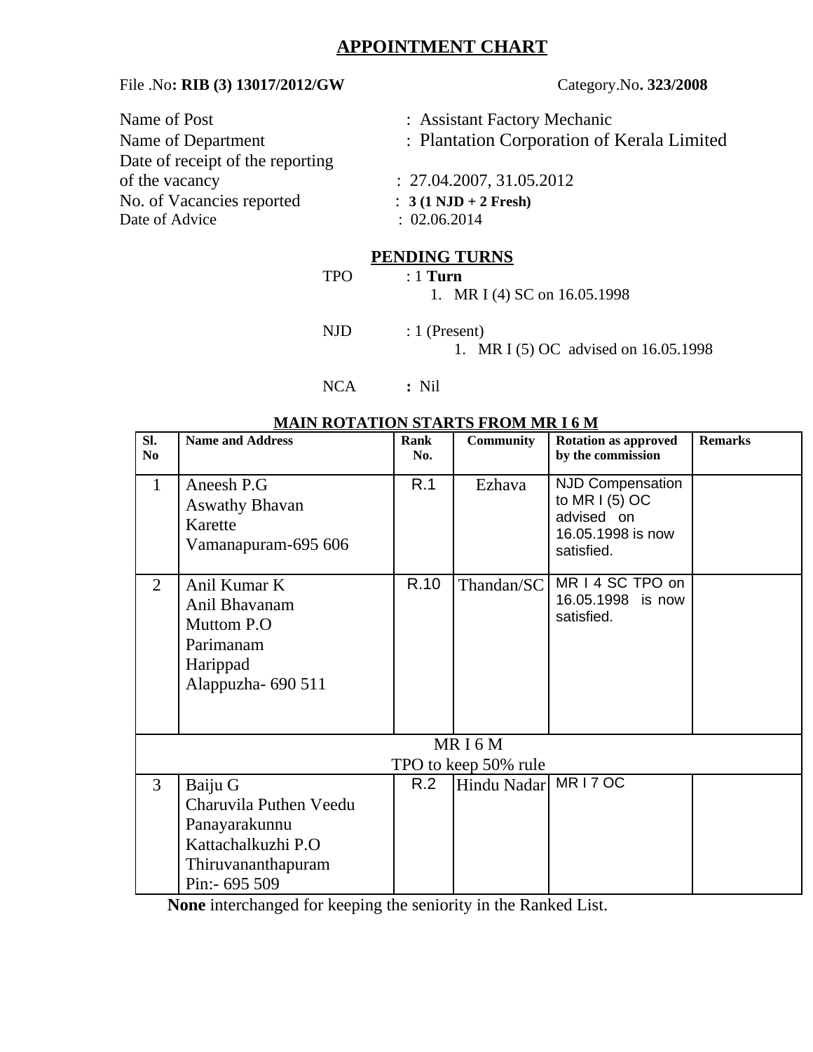# APPOINTMENT CHART

File .No**: RIB (3) 13017/2012/GW** Category.No**. 323/2008**

Name of Post : Assistant Factory Mechanic
Name of Department : Plantation Corporation of Kerala Limited
Date of receipt of the reporting of the vacancy : 27.04.2007, 31.05.2012
No. of Vacancies reported : **3 (1 NJD + 2 Fresh)**
Date of Advice : 02.06.2014

## PENDING TURNS

TPO : 1 **Turn**

1. MR I (4) SC on 16.05.1998

NJD : 1 (Present)

1. MR I (5) OC advised on 16.05.1998

NCA **:** Nil

**MAIN ROTATION STARTS FROM MR I 6 M**

| Sl. No | Name and Address | Rank No. | Community | Rotation as approved by the commission | Remarks |
|---|---|---|---|---|---|
| 1 | Aneesh P.G<br>Aswathy Bhavan<br>Karette<br>Vamanapuram-695 606 | R.1 | Ezhava | NJD Compensation to MR I (5) OC advised on 16.05.1998 is now satisfied. | |
| 2 | Anil Kumar K<br>Anil Bhavanam<br>Muttom P.O<br>Parimanam<br>Harippad<br>Alappuzha- 690 511 | R.10 | Thandan/SC | MR I 4 SC TPO on 16.05.1998 is now satisfied. | |
| | MR I 6 M<br>TPO to keep 50% rule | | | | |
| 3 | Baiju G<br>Charuvila Puthen Veedu<br>Panayarakunnu<br>Kattachalkuzhi P.O<br>Thiruvananthapuram<br>Pin:- 695 509 | R.2 | Hindu Nadar | MR I 7 OC | |

**None** interchanged for keeping the seniority in the Ranked List.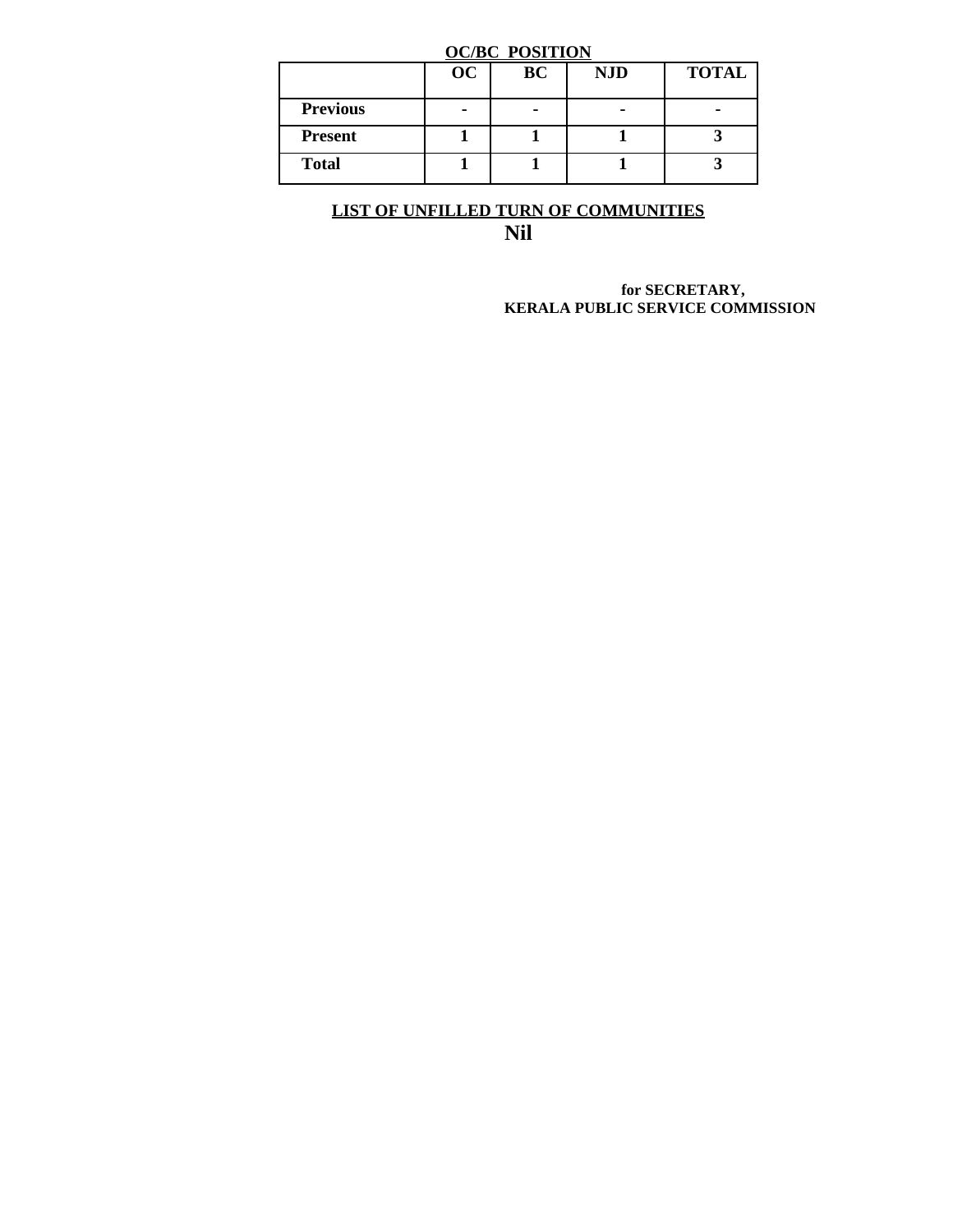**OC/BC POSITION**

| | OC | BC | NJD | TOTAL |
|---|---|---|---|---|
| **Previous** | - | - | - | - |
| **Present** | 1 | 1 | 1 | 3 |
| **Total** | 1 | 1 | 1 | 3 |

**LIST OF UNFILLED TURN OF COMMUNITIES**

**Nil**

**for SECRETARY,**
**KERALA PUBLIC SERVICE COMMISSION**